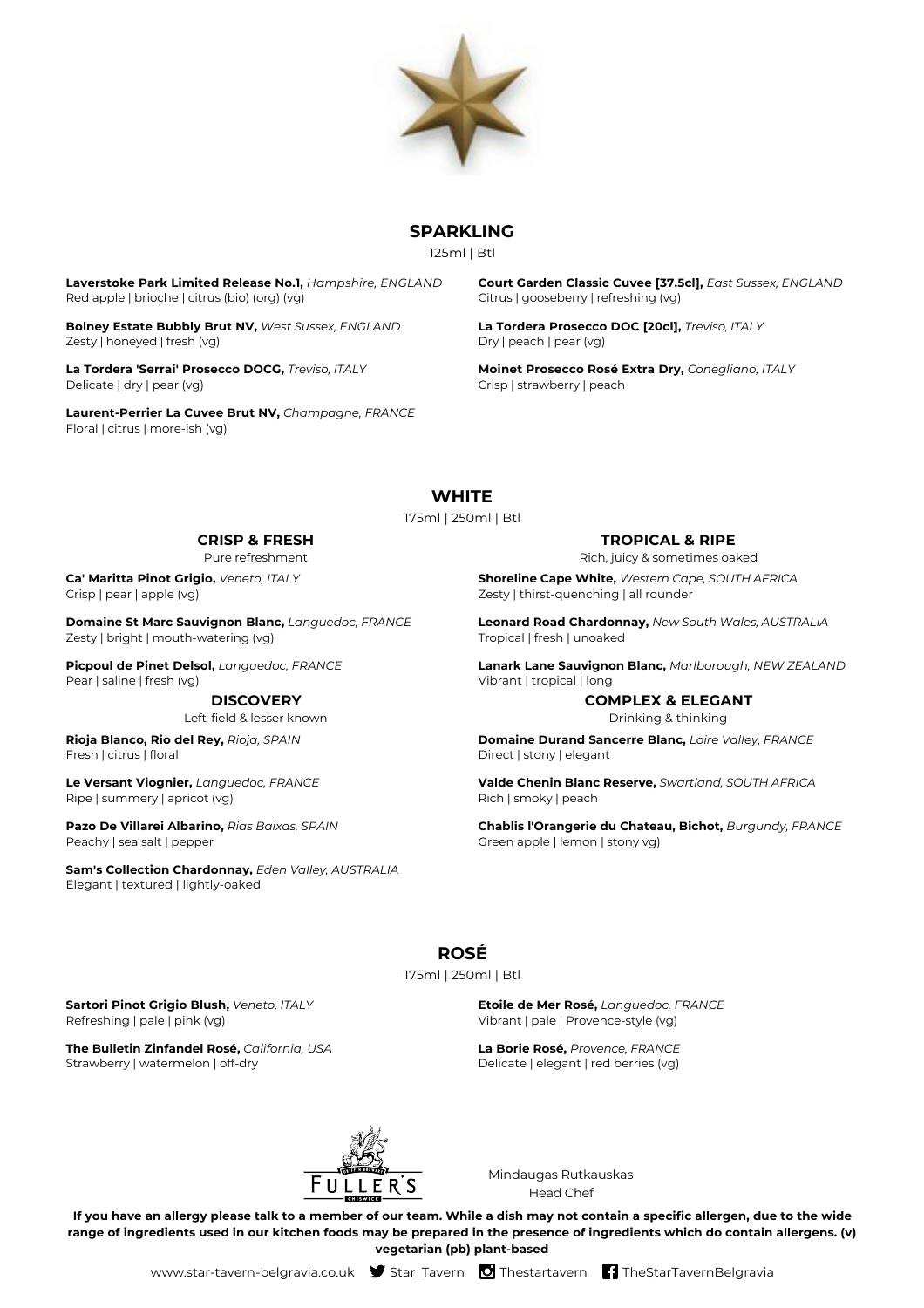## SPARKLING

125ml | Btl

**Laverstoke Park Limited Release No.1,** *Hampshire, ENGLAND*
Red apple | brioche | citrus (bio) (org) (vg)

**Bolney Estate Bubbly Brut NV,** *West Sussex, ENGLAND*
Zesty | honeyed | fresh (vg)

**La Tordera 'Serrai' Prosecco DOCG,** *Treviso, ITALY*
Delicate | dry | pear (vg)

**Laurent-Perrier La Cuvee Brut NV,** *Champagne, FRANCE*
Floral | citrus | more-ish (vg)

**Court Garden Classic Cuvee [37.5cl],** *East Sussex, ENGLAND*
Citrus | gooseberry | refreshing (vg)

**La Tordera Prosecco DOC [20cl],** *Treviso, ITALY*
Dry | peach | pear (vg)

**Moinet Prosecco Rosé Extra Dry,** *Conegliano, ITALY*
Crisp | strawberry | peach

## WHITE

175ml | 250ml | Btl

### CRISP & FRESH

Pure refreshment

**Ca' Maritta Pinot Grigio,** *Veneto, ITALY*
Crisp | pear | apple (vg)

**Domaine St Marc Sauvignon Blanc,** *Languedoc, FRANCE*
Zesty | bright | mouth-watering (vg)

**Picpoul de Pinet Delsol,** *Languedoc, FRANCE*
Pear | saline | fresh (vg)

### DISCOVERY

Left-field & lesser known

**Rioja Blanco, Rio del Rey,** *Rioja, SPAIN*
Fresh | citrus | floral

**Le Versant Viognier,** *Languedoc, FRANCE*
Ripe | summery | apricot (vg)

**Pazo De Villarei Albarino,** *Rias Baixas, SPAIN*
Peachy | sea salt | pepper

**Sam's Collection Chardonnay,** *Eden Valley, AUSTRALIA*
Elegant | textured | lightly-oaked

### TROPICAL & RIPE

Rich, juicy & sometimes oaked

**Shoreline Cape White,** *Western Cape, SOUTH AFRICA*
Zesty | thirst-quenching | all rounder

**Leonard Road Chardonnay,** *New South Wales, AUSTRALIA*
Tropical | fresh | unoaked

**Lanark Lane Sauvignon Blanc,** *Marlborough, NEW ZEALAND*
Vibrant | tropical | long

### COMPLEX & ELEGANT

Drinking & thinking

**Domaine Durand Sancerre Blanc,** *Loire Valley, FRANCE*
Direct | stony | elegant

**Valde Chenin Blanc Reserve,** *Swartland, SOUTH AFRICA*
Rich | smoky | peach

**Chablis l'Orangerie du Chateau, Bichot,** *Burgundy, FRANCE*
Green apple | lemon | stony vg)

## ROSÉ

175ml | 250ml | Btl

**Sartori Pinot Grigio Blush,** *Veneto, ITALY*
Refreshing | pale | pink (vg)

**The Bulletin Zinfandel Rosé,** *California, USA*
Strawberry | watermelon | off-dry

**Etoile de Mer Rosé,** *Languedoc, FRANCE*
Vibrant | pale | Provence-style (vg)

**La Borie Rosé,** *Provence, FRANCE*
Delicate | elegant | red berries (vg)

Mindaugas Rutkauskas
Head Chef

**If you have an allergy please talk to a member of our team. While a dish may not contain a specific allergen, due to the wide range of ingredients used in our kitchen foods may be prepared in the presence of ingredients which do contain allergens. (v) vegetarian (pb) plant-based**

www.star-tavern-belgravia.co.uk | Star_Tavern | Thestartavern | TheStarTavernBelgravia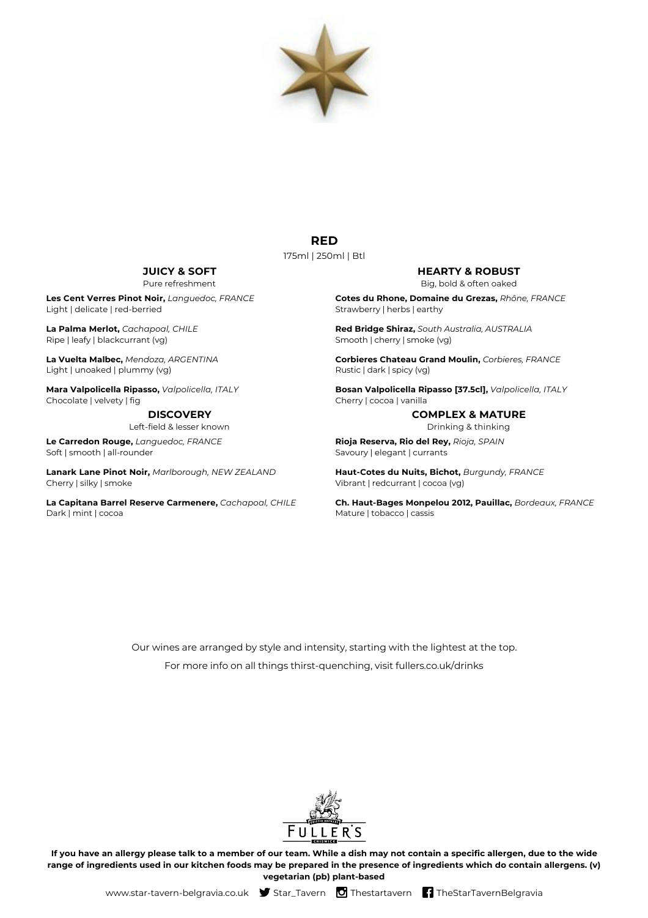# RED

175ml | 250ml | Btl

## JUICY & SOFT

Pure refreshment

**Les Cent Verres Pinot Noir,** *Languedoc, FRANCE*
Light | delicate | red-berried

**La Palma Merlot,** *Cachapoal, CHILE*
Ripe | leafy | blackcurrant (vg)

**La Vuelta Malbec,** *Mendoza, ARGENTINA*
Light | unoaked | plummy (vg)

**Mara Valpolicella Ripasso,** *Valpolicella, ITALY*
Chocolate | velvety | fig

## DISCOVERY

Left-field & lesser known

**Le Carredon Rouge,** *Languedoc, FRANCE*
Soft | smooth | all-rounder

**Lanark Lane Pinot Noir,** *Marlborough, NEW ZEALAND*
Cherry | silky | smoke

**La Capitana Barrel Reserve Carmenere,** *Cachapoal, CHILE*
Dark | mint | cocoa

## HEARTY & ROBUST

Big, bold & often oaked

**Cotes du Rhone, Domaine du Grezas,** *Rhône, FRANCE*
Strawberry | herbs | earthy

**Red Bridge Shiraz,** *South Australia, AUSTRALIA*
Smooth | cherry | smoke (vg)

**Corbieres Chateau Grand Moulin,** *Corbieres, FRANCE*
Rustic | dark | spicy (vg)

**Bosan Valpolicella Ripasso [37.5cl],** *Valpolicella, ITALY*
Cherry | cocoa | vanilla

## COMPLEX & MATURE

Drinking & thinking

**Rioja Reserva, Rio del Rey,** *Rioja, SPAIN*
Savoury | elegant | currants

**Haut-Cotes du Nuits, Bichot,** *Burgundy, FRANCE*
Vibrant | redcurrant | cocoa (vg)

**Ch. Haut-Bages Monpelou 2012, Pauillac,** *Bordeaux, FRANCE*
Mature | tobacco | cassis

Our wines are arranged by style and intensity, starting with the lightest at the top.

For more info on all things thirst-quenching, visit fullers.co.uk/drinks

**If you have an allergy please talk to a member of our team. While a dish may not contain a specific allergen, due to the wide range of ingredients used in our kitchen foods may be prepared in the presence of ingredients which do contain allergens. (v) vegetarian (pb) plant-based**

www.star-tavern-belgravia.co.uk Star_Tavern Thestartavern TheStarTavernBelgravia